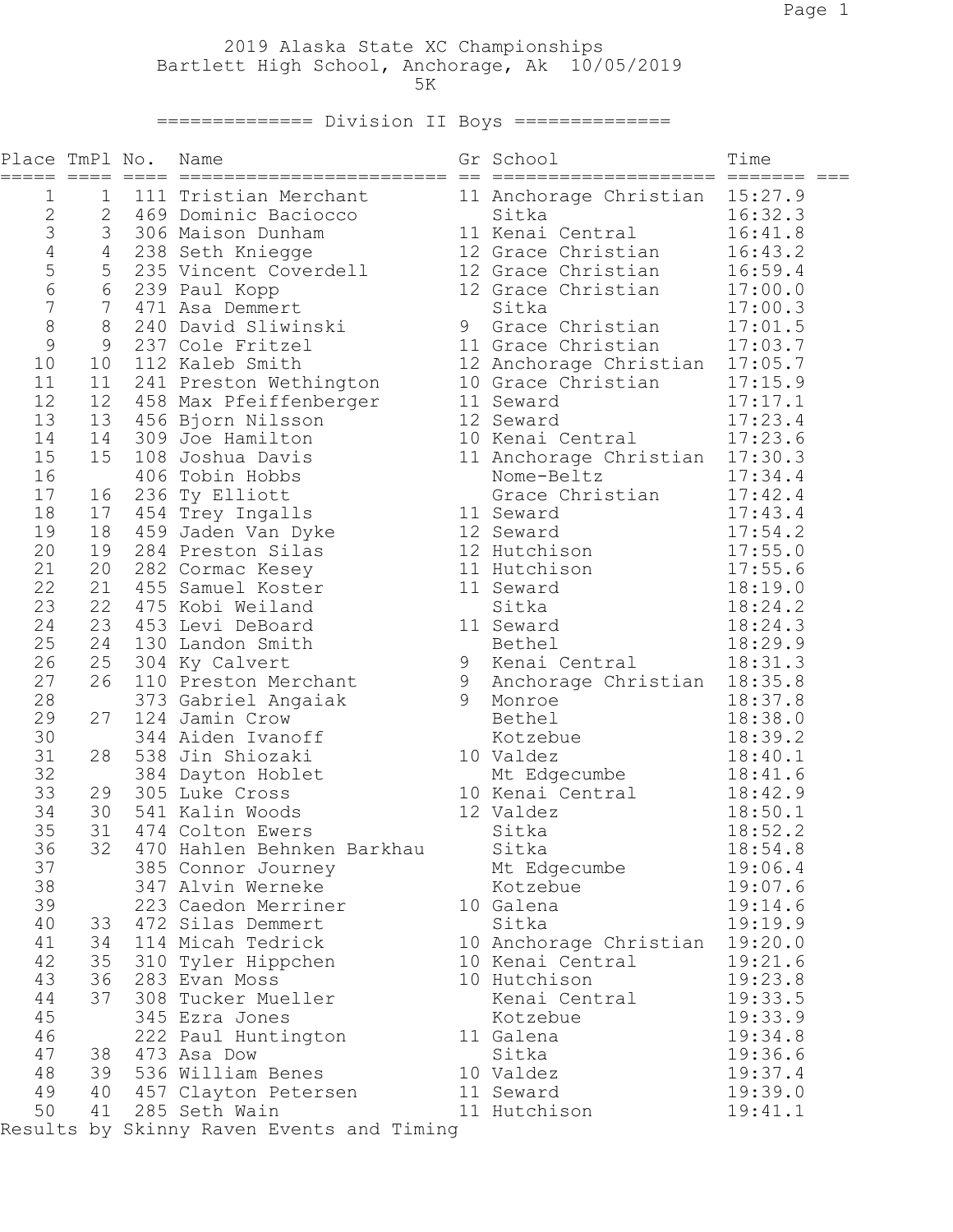2019 Alaska State XC Championships
Bartlett High School, Anchorage, Ak 10/05/2019
5K

## Division II Boys

| Place | TmPl | No. | Name | Gr | School | Time |
|---|---|---|---|---|---|---|
| 1 | 1 | 111 | Tristian Merchant | 11 | Anchorage Christian | 15:27.9 |
| 2 | 2 | 469 | Dominic Baciocco | | Sitka | 16:32.3 |
| 3 | 3 | 306 | Maison Dunham | 11 | Kenai Central | 16:41.8 |
| 4 | 4 | 238 | Seth Kniegge | 12 | Grace Christian | 16:43.2 |
| 5 | 5 | 235 | Vincent Coverdell | 12 | Grace Christian | 16:59.4 |
| 6 | 6 | 239 | Paul Kopp | 12 | Grace Christian | 17:00.0 |
| 7 | 7 | 471 | Asa Demmert | | Sitka | 17:00.3 |
| 8 | 8 | 240 | David Sliwinski | 9 | Grace Christian | 17:01.5 |
| 9 | 9 | 237 | Cole Fritzel | 11 | Grace Christian | 17:03.7 |
| 10 | 10 | 112 | Kaleb Smith | 12 | Anchorage Christian | 17:05.7 |
| 11 | 11 | 241 | Preston Wethington | 10 | Grace Christian | 17:15.9 |
| 12 | 12 | 458 | Max Pfeiffenberger | 11 | Seward | 17:17.1 |
| 13 | 13 | 456 | Bjorn Nilsson | 12 | Seward | 17:23.4 |
| 14 | 14 | 309 | Joe Hamilton | 10 | Kenai Central | 17:23.6 |
| 15 | 15 | 108 | Joshua Davis | 11 | Anchorage Christian | 17:30.3 |
| 16 | | 406 | Tobin Hobbs | | Nome-Beltz | 17:34.4 |
| 17 | 16 | 236 | Ty Elliott | | Grace Christian | 17:42.4 |
| 18 | 17 | 454 | Trey Ingalls | 11 | Seward | 17:43.4 |
| 19 | 18 | 459 | Jaden Van Dyke | 12 | Seward | 17:54.2 |
| 20 | 19 | 284 | Preston Silas | 12 | Hutchison | 17:55.0 |
| 21 | 20 | 282 | Cormac Kesey | 11 | Hutchison | 17:55.6 |
| 22 | 21 | 455 | Samuel Koster | 11 | Seward | 18:19.0 |
| 23 | 22 | 475 | Kobi Weiland | | Sitka | 18:24.2 |
| 24 | 23 | 453 | Levi DeBoard | 11 | Seward | 18:24.3 |
| 25 | 24 | 130 | Landon Smith | | Bethel | 18:29.9 |
| 26 | 25 | 304 | Ky Calvert | 9 | Kenai Central | 18:31.3 |
| 27 | 26 | 110 | Preston Merchant | 9 | Anchorage Christian | 18:35.8 |
| 28 | | 373 | Gabriel Angaiak | 9 | Monroe | 18:37.8 |
| 29 | 27 | 124 | Jamin Crow | | Bethel | 18:38.0 |
| 30 | | 344 | Aiden Ivanoff | | Kotzebue | 18:39.2 |
| 31 | 28 | 538 | Jin Shiozaki | 10 | Valdez | 18:40.1 |
| 32 | | 384 | Dayton Hoblet | | Mt Edgecumbe | 18:41.6 |
| 33 | 29 | 305 | Luke Cross | 10 | Kenai Central | 18:42.9 |
| 34 | 30 | 541 | Kalin Woods | 12 | Valdez | 18:50.1 |
| 35 | 31 | 474 | Colton Ewers | | Sitka | 18:52.2 |
| 36 | 32 | 470 | Hahlen Behnken Barkhau | | Sitka | 18:54.8 |
| 37 | | 385 | Connor Journey | | Mt Edgecumbe | 19:06.4 |
| 38 | | 347 | Alvin Werneke | | Kotzebue | 19:07.6 |
| 39 | | 223 | Caedon Merriner | 10 | Galena | 19:14.6 |
| 40 | 33 | 472 | Silas Demmert | | Sitka | 19:19.9 |
| 41 | 34 | 114 | Micah Tedrick | 10 | Anchorage Christian | 19:20.0 |
| 42 | 35 | 310 | Tyler Hippchen | 10 | Kenai Central | 19:21.6 |
| 43 | 36 | 283 | Evan Moss | 10 | Hutchison | 19:23.8 |
| 44 | 37 | 308 | Tucker Mueller | | Kenai Central | 19:33.5 |
| 45 | | 345 | Ezra Jones | | Kotzebue | 19:33.9 |
| 46 | | 222 | Paul Huntington | 11 | Galena | 19:34.8 |
| 47 | 38 | 473 | Asa Dow | | Sitka | 19:36.6 |
| 48 | 39 | 536 | William Benes | 10 | Valdez | 19:37.4 |
| 49 | 40 | 457 | Clayton Petersen | 11 | Seward | 19:39.0 |
| 50 | 41 | 285 | Seth Wain | 11 | Hutchison | 19:41.1 |

Results by Skinny Raven Events and Timing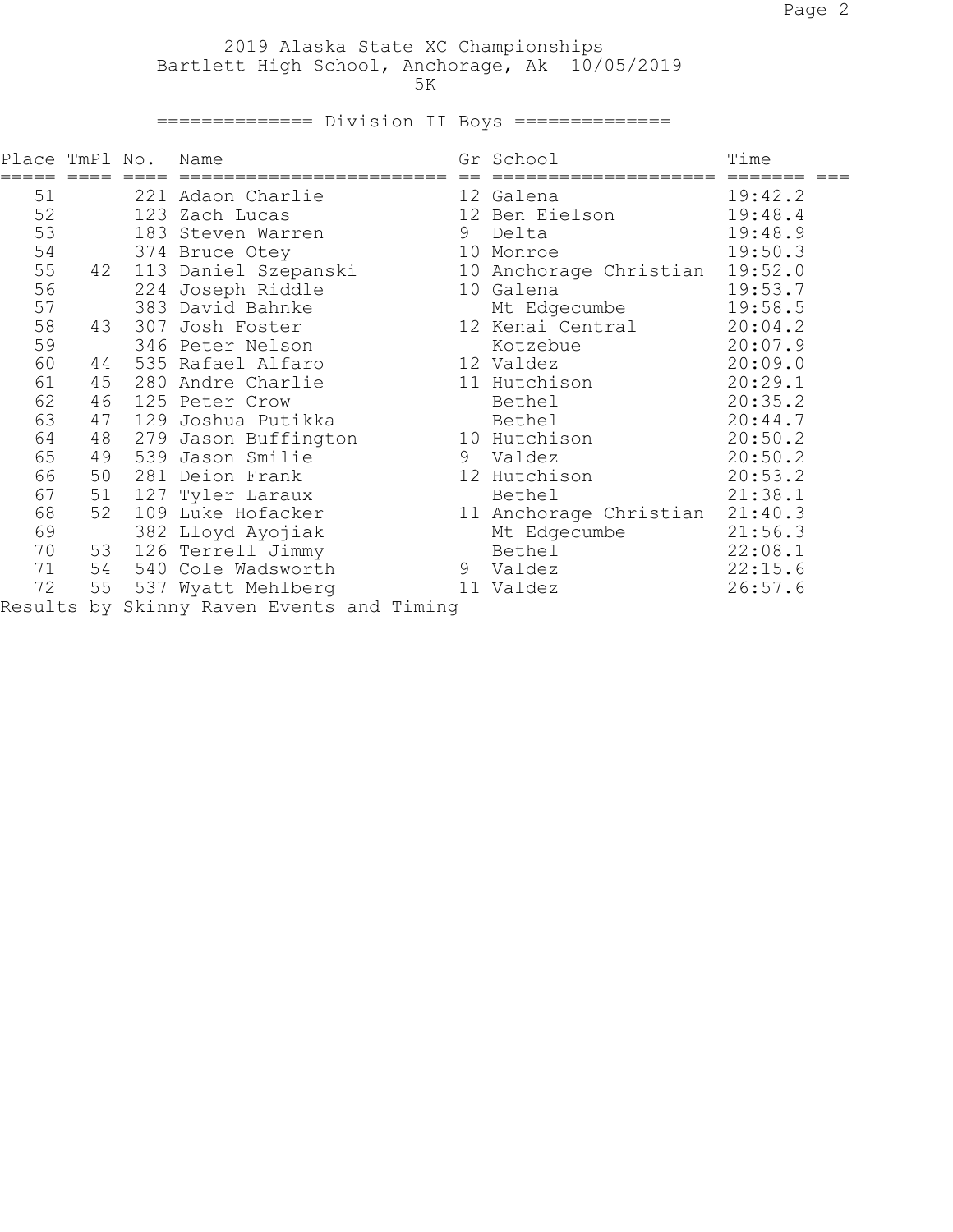2019 Alaska State XC Championships
Bartlett High School, Anchorage, Ak 10/05/2019
5K

## Division II Boys

| Place | TmPl | No. | Name | Gr | School | Time |
|---|---|---|---|---|---|---|
| 51 | | 221 | Adaon Charlie | 12 | Galena | 19:42.2 |
| 52 | | 123 | Zach Lucas | 12 | Ben Eielson | 19:48.4 |
| 53 | | 183 | Steven Warren | 9 | Delta | 19:48.9 |
| 54 | | 374 | Bruce Otey | 10 | Monroe | 19:50.3 |
| 55 | 42 | 113 | Daniel Szepanski | 10 | Anchorage Christian | 19:52.0 |
| 56 | | 224 | Joseph Riddle | 10 | Galena | 19:53.7 |
| 57 | | 383 | David Bahnke | | Mt Edgecumbe | 19:58.5 |
| 58 | 43 | 307 | Josh Foster | 12 | Kenai Central | 20:04.2 |
| 59 | | 346 | Peter Nelson | | Kotzebue | 20:07.9 |
| 60 | 44 | 535 | Rafael Alfaro | 12 | Valdez | 20:09.0 |
| 61 | 45 | 280 | Andre Charlie | 11 | Hutchison | 20:29.1 |
| 62 | 46 | 125 | Peter Crow | | Bethel | 20:35.2 |
| 63 | 47 | 129 | Joshua Putikka | | Bethel | 20:44.7 |
| 64 | 48 | 279 | Jason Buffington | 10 | Hutchison | 20:50.2 |
| 65 | 49 | 539 | Jason Smilie | 9 | Valdez | 20:50.2 |
| 66 | 50 | 281 | Deion Frank | 12 | Hutchison | 20:53.2 |
| 67 | 51 | 127 | Tyler Laraux | | Bethel | 21:38.1 |
| 68 | 52 | 109 | Luke Hofacker | 11 | Anchorage Christian | 21:40.3 |
| 69 | | 382 | Lloyd Ayojiak | | Mt Edgecumbe | 21:56.3 |
| 70 | 53 | 126 | Terrell Jimmy | | Bethel | 22:08.1 |
| 71 | 54 | 540 | Cole Wadsworth | 9 | Valdez | 22:15.6 |
| 72 | 55 | 537 | Wyatt Mehlberg | 11 | Valdez | 26:57.6 |

Results by Skinny Raven Events and Timing